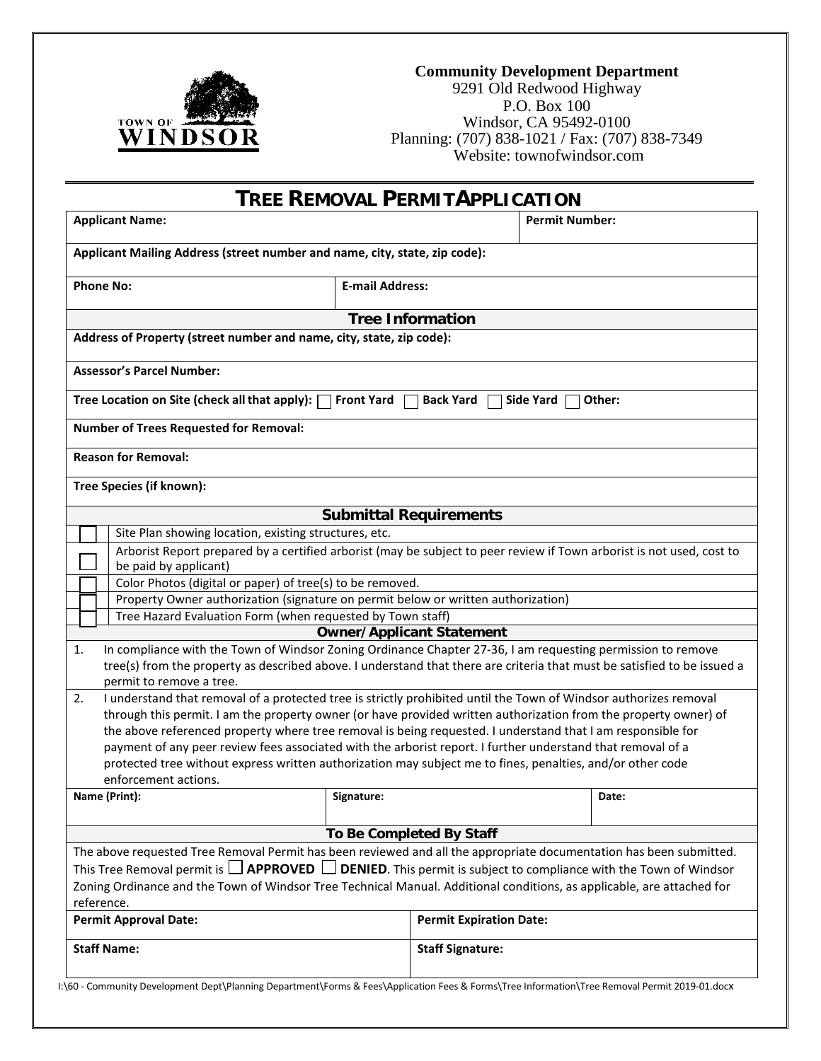TOWN OF WINDSOR

**Community Development Department**
9291 Old Redwood Highway
P.O. Box 100
Windsor, CA 95492-0100
Planning: (707) 838-1021 / Fax: (707) 838-7349
Website: townofwindsor.com

# TREE REMOVAL PERMIT APPLICATION

| | |
|---|---|
| **Applicant Name:** | **Permit Number:** |
| **Applicant Mailing Address (street number and name, city, state, zip code):** | |
| **Phone No:** | **E-mail Address:** |

## Tree Information

**Address of Property (street number and name, city, state, zip code):**

**Assessor's Parcel Number:**

**Tree Location on Site (check all that apply):** ☐ Front Yard ☐ Back Yard ☐ Side Yard ☐ Other:

**Number of Trees Requested for Removal:**

**Reason for Removal:**

**Tree Species (if known):**

## Submittal Requirements

- ☐ Site Plan showing location, existing structures, etc.
- ☐ Arborist Report prepared by a certified arborist (may be subject to peer review if Town arborist is not used, cost to be paid by applicant)
- ☐ Color Photos (digital or paper) of tree(s) to be removed.
- ☐ Property Owner authorization (signature on permit below or written authorization)
- ☐ Tree Hazard Evaluation Form (when requested by Town staff)

## Owner/Applicant Statement

1. In compliance with the Town of Windsor Zoning Ordinance Chapter 27-36, I am requesting permission to remove tree(s) from the property as described above. I understand that there are criteria that must be satisfied to be issued a permit to remove a tree.
2. I understand that removal of a protected tree is strictly prohibited until the Town of Windsor authorizes removal through this permit. I am the property owner (or have provided written authorization from the property owner) of the above referenced property where tree removal is being requested. I understand that I am responsible for payment of any peer review fees associated with the arborist report. I further understand that removal of a protected tree without express written authorization may subject me to fines, penalties, and/or other code enforcement actions.

| | | |
|---|---|---|
| **Name (Print):** | **Signature:** | **Date:** |

## To Be Completed By Staff

The above requested Tree Removal Permit has been reviewed and all the appropriate documentation has been submitted. This Tree Removal permit is ☐ **APPROVED** ☐ **DENIED**. This permit is subject to compliance with the Town of Windsor Zoning Ordinance and the Town of Windsor Tree Technical Manual. Additional conditions, as applicable, are attached for reference.

| | |
|---|---|
| **Permit Approval Date:** | **Permit Expiration Date:** |
| **Staff Name:** | **Staff Signature:** |

I:\60 - Community Development Dept\Planning Department\Forms & Fees\Application Fees & Forms\Tree Information\Tree Removal Permit 2019-01.docx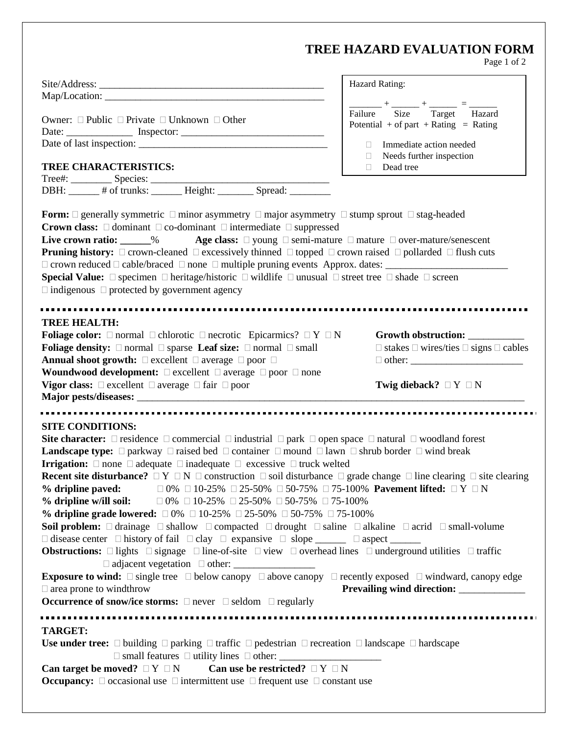# TREE HAZARD EVALUATION FORM

Site/Address: ___________________________________________
Map/Location: ___________________________________________

Owner: □ Public □ Private □ Unknown □ Other
Date: _____________ Inspector: ____________________________
Date of last inspection: _____________________________________

**Hazard Rating:**

_______ + ______ + ______ = ______
Failure Potential + Size of part + Target Rating = Hazard Rating

- □ Immediate action needed
- □ Needs further inspection
- □ Dead tree

## TREE CHARACTERISTICS:

Tree#: ________ Species: ____________________________________
DBH: ______ # of trunks: ______ Height: _______ Spread: ________

**Form:** □ generally symmetric □ minor asymmetry □ major asymmetry □ stump sprout □ stag-headed
**Crown class:** □ dominant □ co-dominant □ intermediate □ suppressed
**Live crown ratio:** ______% **Age class:** □ young □ semi-mature □ mature □ over-mature/senescent
**Pruning history:** □ crown-cleaned □ excessively thinned □ topped □ crown raised □ pollarded □ flush cuts □ crown reduced □ cable/braced □ none □ multiple pruning events Approx. dates: ________________________
**Special Value:** □ specimen □ heritage/historic □ wildlife □ unusual □ street tree □ shade □ screen □ indigenous □ protected by government agency

## TREE HEALTH:

**Foliage color:** □ normal □ chlorotic □ necrotic Epicarmics? □ Y □ N
**Foliage density:** □ normal □ sparse **Leaf size:** □ normal □ small
**Annual shoot growth:** □ excellent □ average □ poor □
**Woundwood development:** □ excellent □ average □ poor □ none
**Vigor class:** □ excellent □ average □ fair □ poor
**Major pests/diseases:** ________________________________________________________________________

**Growth obstruction:** ___________
□ stakes □ wires/ties □ signs □ cables
□ other: ______________________
**Twig dieback?** □ Y □ N

## SITE CONDITIONS:

**Site character:** □ residence □ commercial □ industrial □ park □ open space □ natural □ woodland forest
**Landscape type:** □ parkway □ raised bed □ container □ mound □ lawn □ shrub border □ wind break
**Irrigation:** □ none □ adequate □ inadequate □ excessive □ truck welted
**Recent site disturbance?** □ Y □ N □ construction □ soil disturbance □ grade change □ line clearing □ site clearing
**% dripline paved:** □ 0% □ 10-25% □ 25-50% □ 50-75% □ 75-100% **Pavement lifted:** □ Y □ N
**% dripline w/ill soil:** □ 0% □ 10-25% □ 25-50% □ 50-75% □ 75-100%
**% dripline grade lowered:** □ 0% □ 10-25% □ 25-50% □ 50-75% □ 75-100%
**Soil problem:** □ drainage □ shallow □ compacted □ drought □ saline □ alkaline □ acrid □ small-volume □ disease center □ history of fail □ clay □ expansive □ slope ______ □ aspect ______
**Obstructions:** □ lights □ signage □ line-of-site □ view □ overhead lines □ underground utilities □ traffic □ adjacent vegetation □ other: ________________
**Exposure to wind:** □ single tree □ below canopy □ above canopy □ recently exposed □ windward, canopy edge □ area prone to windthrow **Prevailing wind direction:** _____________
**Occurrence of snow/ice storms:** □ never □ seldom □ regularly

## TARGET:

**Use under tree:** □ building □ parking □ traffic □ pedestrian □ recreation □ landscape □ hardscape □ small features □ utility lines □ other: ____________________
**Can target be moved?** □ Y □ N **Can use be restricted?** □ Y □ N
**Occupancy:** □ occasional use □ intermittent use □ frequent use □ constant use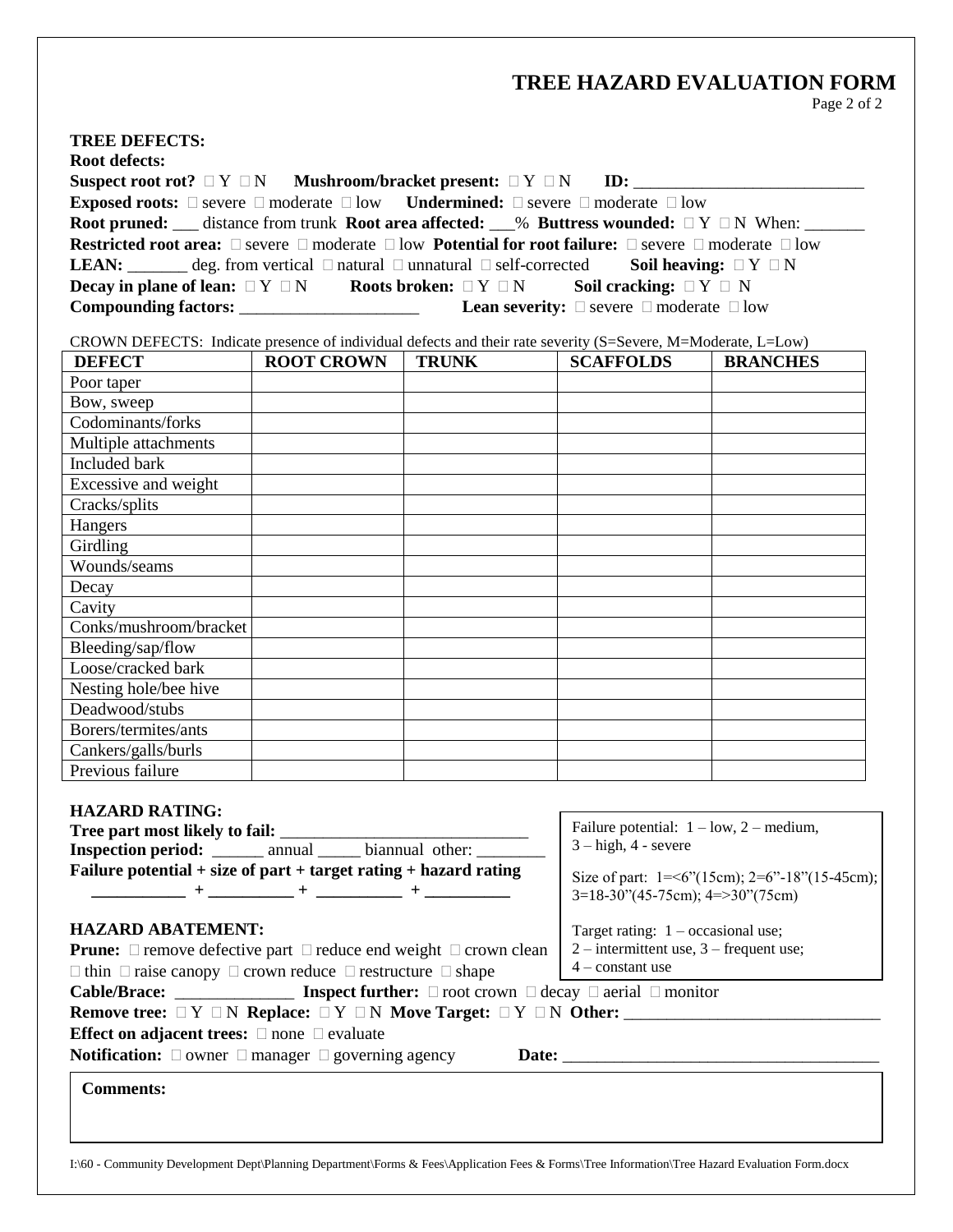# TREE HAZARD EVALUATION FORM

**TREE DEFECTS:**

**Root defects:**

**Suspect root rot?** □ Y □ N **Mushroom/bracket present:** □ Y □ N **ID:** ___________________________

**Exposed roots:** □ severe □ moderate □ low **Undermined:** □ severe □ moderate □ low

**Root pruned:** ___ distance from trunk **Root area affected:** ___% **Buttress wounded:** □ Y □ N When: _______

**Restricted root area:** □ severe □ moderate □ low **Potential for root failure:** □ severe □ moderate □ low

**LEAN:** _______ deg. from vertical □ natural □ unnatural □ self-corrected **Soil heaving:** □ Y □ N

**Decay in plane of lean:** □ Y □ N **Roots broken:** □ Y □ N **Soil cracking:** □ Y □ N

**Compounding factors:** _____________________ **Lean severity:** □ severe □ moderate □ low

CROWN DEFECTS: Indicate presence of individual defects and their rate severity (S=Severe, M=Moderate, L=Low)

| DEFECT | ROOT CROWN | TRUNK | SCAFFOLDS | BRANCHES |
|---|---|---|---|---|
| Poor taper | | | | |
| Bow, sweep | | | | |
| Codominants/forks | | | | |
| Multiple attachments | | | | |
| Included bark | | | | |
| Excessive and weight | | | | |
| Cracks/splits | | | | |
| Hangers | | | | |
| Girdling | | | | |
| Wounds/seams | | | | |
| Decay | | | | |
| Cavity | | | | |
| Conks/mushroom/bracket | | | | |
| Bleeding/sap/flow | | | | |
| Loose/cracked bark | | | | |
| Nesting hole/bee hive | | | | |
| Deadwood/stubs | | | | |
| Borers/termites/ants | | | | |
| Cankers/galls/burls | | | | |
| Previous failure | | | | |

**HAZARD RATING:**

**Tree part most likely to fail:** _____________________________

**Inspection period:** ______ annual _____ biannual other: ________

**Failure potential + size of part + target rating + hazard rating**

___________ + __________ + __________ + __________

Failure potential: 1 – low, 2 – medium, 3 – high, 4 - severe

Size of part: 1=<6"(15cm); 2=6"-18"(15-45cm); 3=18-30"(45-75cm); 4=>30"(75cm)

Target rating: 1 – occasional use; 2 – intermittent use, 3 – frequent use; 4 – constant use

**HAZARD ABATEMENT:**

**Prune:** □ remove defective part □ reduce end weight □ crown clean □ thin □ raise canopy □ crown reduce □ restructure □ shape

**Cable/Brace:** ______________ **Inspect further:** □ root crown □ decay □ aerial □ monitor

**Remove tree:** □ Y □ N **Replace:** □ Y □ N **Move Target:** □ Y □ N **Other:** ______________________________

**Effect on adjacent trees:** □ none □ evaluate

**Notification:** □ owner □ manager □ governing agency **Date:** _____________________________________

**Comments:**

I:\60 - Community Development Dept\Planning Department\Forms & Fees\Application Fees & Forms\Tree Information\Tree Hazard Evaluation Form.docx